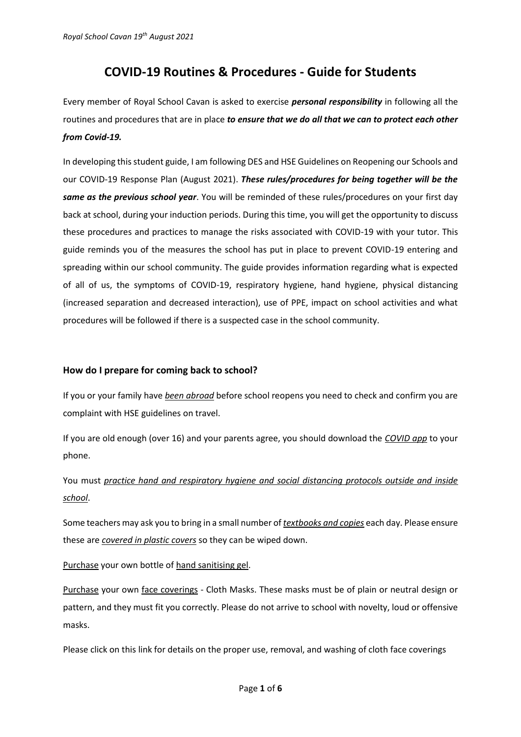*Royal School Cavan 19th August 2021*

# COVID-19 Routines & Procedures - Guide for Students

Every member of Royal School Cavan is asked to exercise ***personal responsibility*** in following all the routines and procedures that are in place ***to ensure that we do all that we can to protect each other from Covid-19.***

In developing this student guide, I am following DES and HSE Guidelines on Reopening our Schools and our COVID-19 Response Plan (August 2021). ***These rules/procedures for being together will be the same as the previous school year***. You will be reminded of these rules/procedures on your first day back at school, during your induction periods. During this time, you will get the opportunity to discuss these procedures and practices to manage the risks associated with COVID-19 with your tutor. This guide reminds you of the measures the school has put in place to prevent COVID-19 entering and spreading within our school community. The guide provides information regarding what is expected of all of us, the symptoms of COVID-19, respiratory hygiene, hand hygiene, physical distancing (increased separation and decreased interaction), use of PPE, impact on school activities and what procedures will be followed if there is a suspected case in the school community.

### How do I prepare for coming back to school?

If you or your family have *been abroad* before school reopens you need to check and confirm you are complaint with HSE guidelines on travel.

If you are old enough (over 16) and your parents agree, you should download the *COVID app* to your phone.

You must *practice hand and respiratory hygiene and social distancing protocols outside and inside school*.

Some teachers may ask you to bring in a small number of *textbooks and copies* each day. Please ensure these are *covered in plastic covers* so they can be wiped down.

Purchase your own bottle of hand sanitising gel.

Purchase your own face coverings - Cloth Masks. These masks must be of plain or neutral design or pattern, and they must fit you correctly. Please do not arrive to school with novelty, loud or offensive masks.

Please click on this link for details on the proper use, removal, and washing of cloth face coverings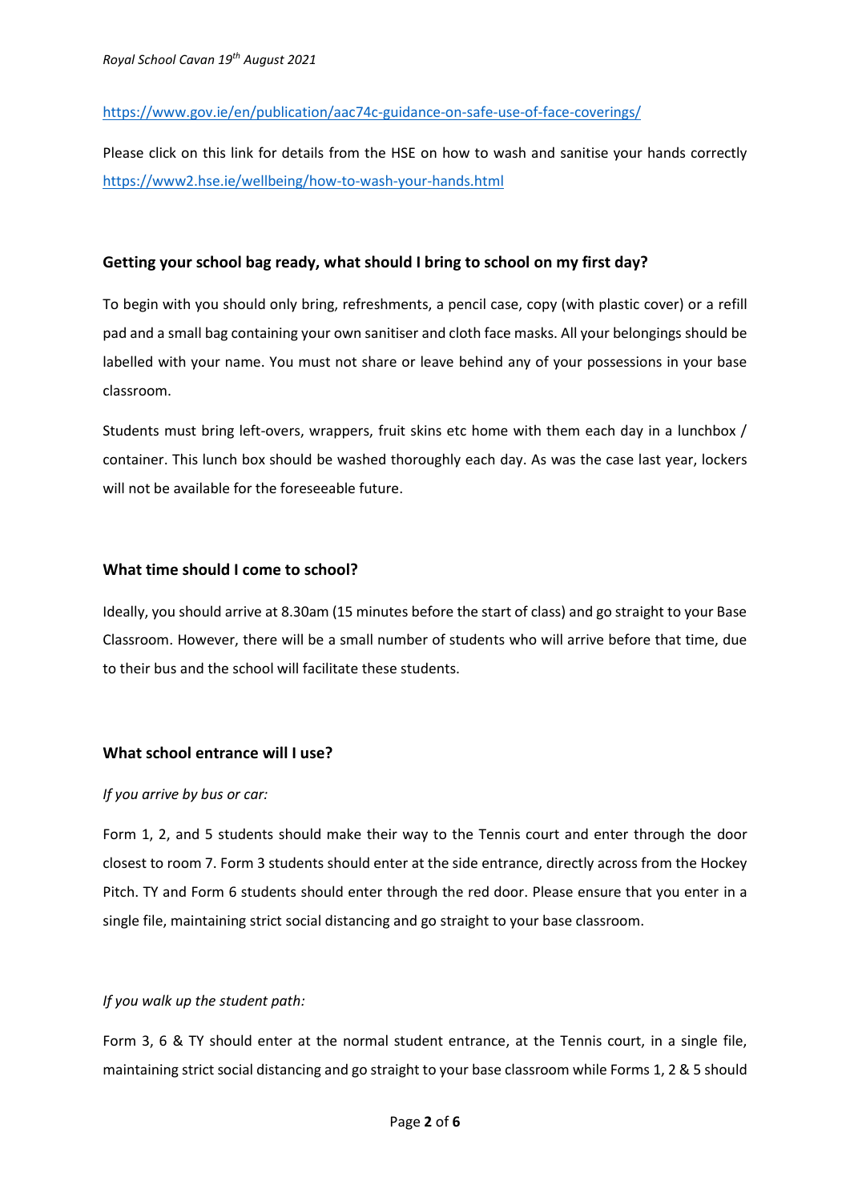https://www.gov.ie/en/publication/aac74c-guidance-on-safe-use-of-face-coverings/

Please click on this link for details from the HSE on how to wash and sanitise your hands correctly https://www2.hse.ie/wellbeing/how-to-wash-your-hands.html

### Getting your school bag ready, what should I bring to school on my first day?

To begin with you should only bring, refreshments, a pencil case, copy (with plastic cover) or a refill pad and a small bag containing your own sanitiser and cloth face masks. All your belongings should be labelled with your name. You must not share or leave behind any of your possessions in your base classroom.

Students must bring left-overs, wrappers, fruit skins etc home with them each day in a lunchbox / container. This lunch box should be washed thoroughly each day. As was the case last year, lockers will not be available for the foreseeable future.

### What time should I come to school?

Ideally, you should arrive at 8.30am (15 minutes before the start of class) and go straight to your Base Classroom. However, there will be a small number of students who will arrive before that time, due to their bus and the school will facilitate these students.

### What school entrance will I use?

*If you arrive by bus or car:*

Form 1, 2, and 5 students should make their way to the Tennis court and enter through the door closest to room 7. Form 3 students should enter at the side entrance, directly across from the Hockey Pitch. TY and Form 6 students should enter through the red door. Please ensure that you enter in a single file, maintaining strict social distancing and go straight to your base classroom.

*If you walk up the student path:*

Form 3, 6 & TY should enter at the normal student entrance, at the Tennis court, in a single file, maintaining strict social distancing and go straight to your base classroom while Forms 1, 2 & 5 should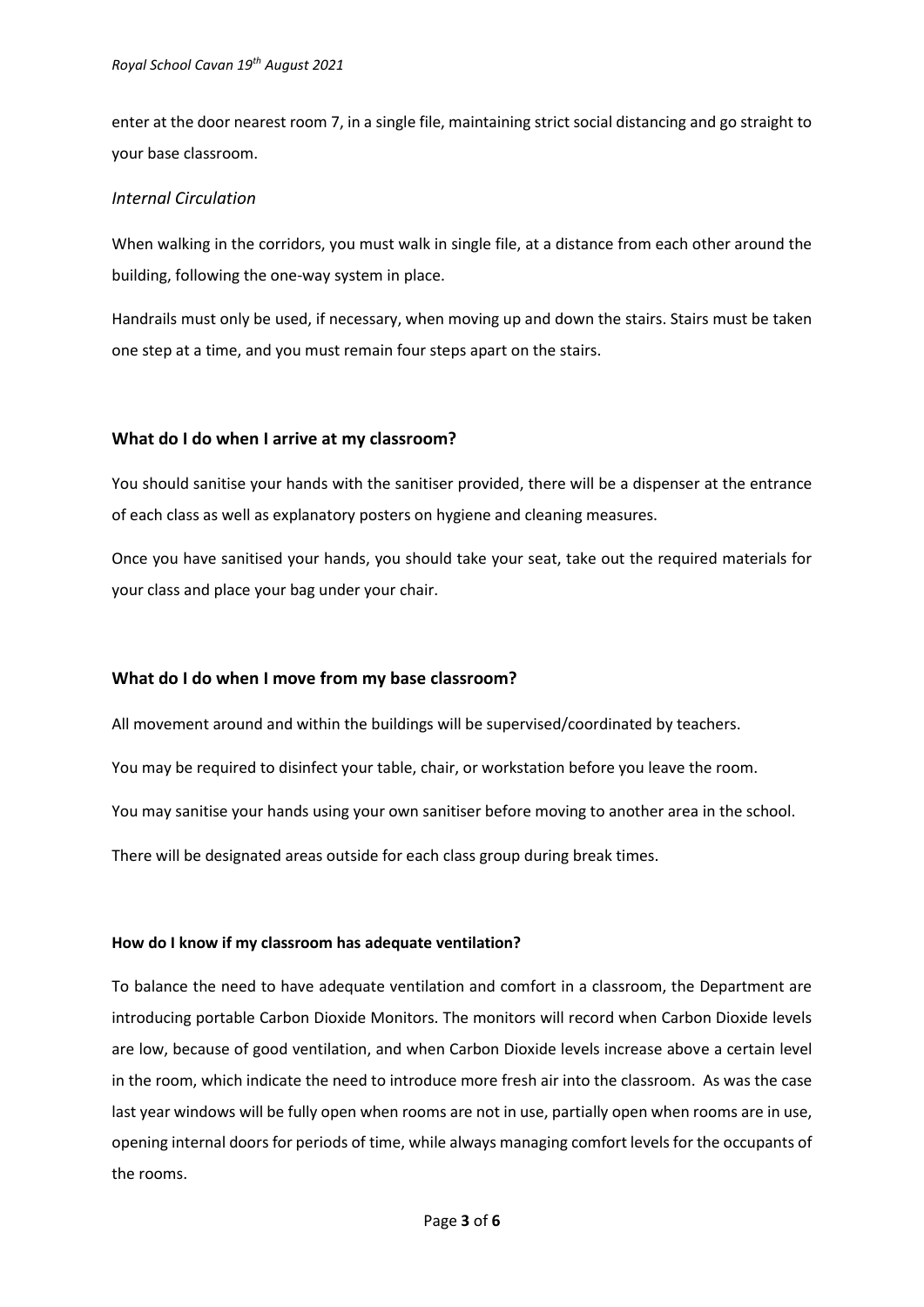enter at the door nearest room 7, in a single file, maintaining strict social distancing and go straight to your base classroom.

### *Internal Circulation*

When walking in the corridors, you must walk in single file, at a distance from each other around the building, following the one-way system in place.

Handrails must only be used, if necessary, when moving up and down the stairs. Stairs must be taken one step at a time, and you must remain four steps apart on the stairs.

## What do I do when I arrive at my classroom?

You should sanitise your hands with the sanitiser provided, there will be a dispenser at the entrance of each class as well as explanatory posters on hygiene and cleaning measures.

Once you have sanitised your hands, you should take your seat, take out the required materials for your class and place your bag under your chair.

## What do I do when I move from my base classroom?

All movement around and within the buildings will be supervised/coordinated by teachers.

You may be required to disinfect your table, chair, or workstation before you leave the room.

You may sanitise your hands using your own sanitiser before moving to another area in the school.

There will be designated areas outside for each class group during break times.

### How do I know if my classroom has adequate ventilation?

To balance the need to have adequate ventilation and comfort in a classroom, the Department are introducing portable Carbon Dioxide Monitors. The monitors will record when Carbon Dioxide levels are low, because of good ventilation, and when Carbon Dioxide levels increase above a certain level in the room, which indicate the need to introduce more fresh air into the classroom. As was the case last year windows will be fully open when rooms are not in use, partially open when rooms are in use, opening internal doors for periods of time, while always managing comfort levels for the occupants of the rooms.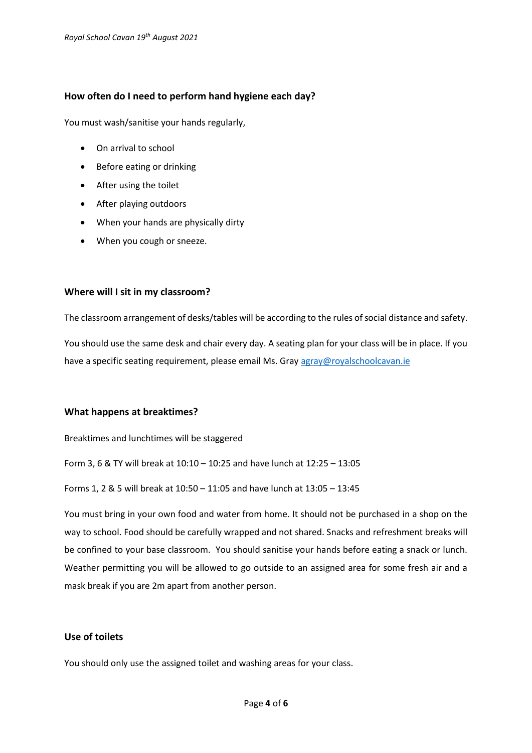### How often do I need to perform hand hygiene each day?

You must wash/sanitise your hands regularly,

- On arrival to school
- Before eating or drinking
- After using the toilet
- After playing outdoors
- When your hands are physically dirty
- When you cough or sneeze.

### Where will I sit in my classroom?

The classroom arrangement of desks/tables will be according to the rules of social distance and safety.

You should use the same desk and chair every day. A seating plan for your class will be in place. If you have a specific seating requirement, please email Ms. Gray agray@royalschoolcavan.ie

### What happens at breaktimes?

Breaktimes and lunchtimes will be staggered

Form 3, 6 & TY will break at 10:10 – 10:25 and have lunch at 12:25 – 13:05

Forms 1, 2 & 5 will break at 10:50 – 11:05 and have lunch at 13:05 – 13:45

You must bring in your own food and water from home. It should not be purchased in a shop on the way to school. Food should be carefully wrapped and not shared. Snacks and refreshment breaks will be confined to your base classroom. You should sanitise your hands before eating a snack or lunch. Weather permitting you will be allowed to go outside to an assigned area for some fresh air and a mask break if you are 2m apart from another person.

### Use of toilets

You should only use the assigned toilet and washing areas for your class.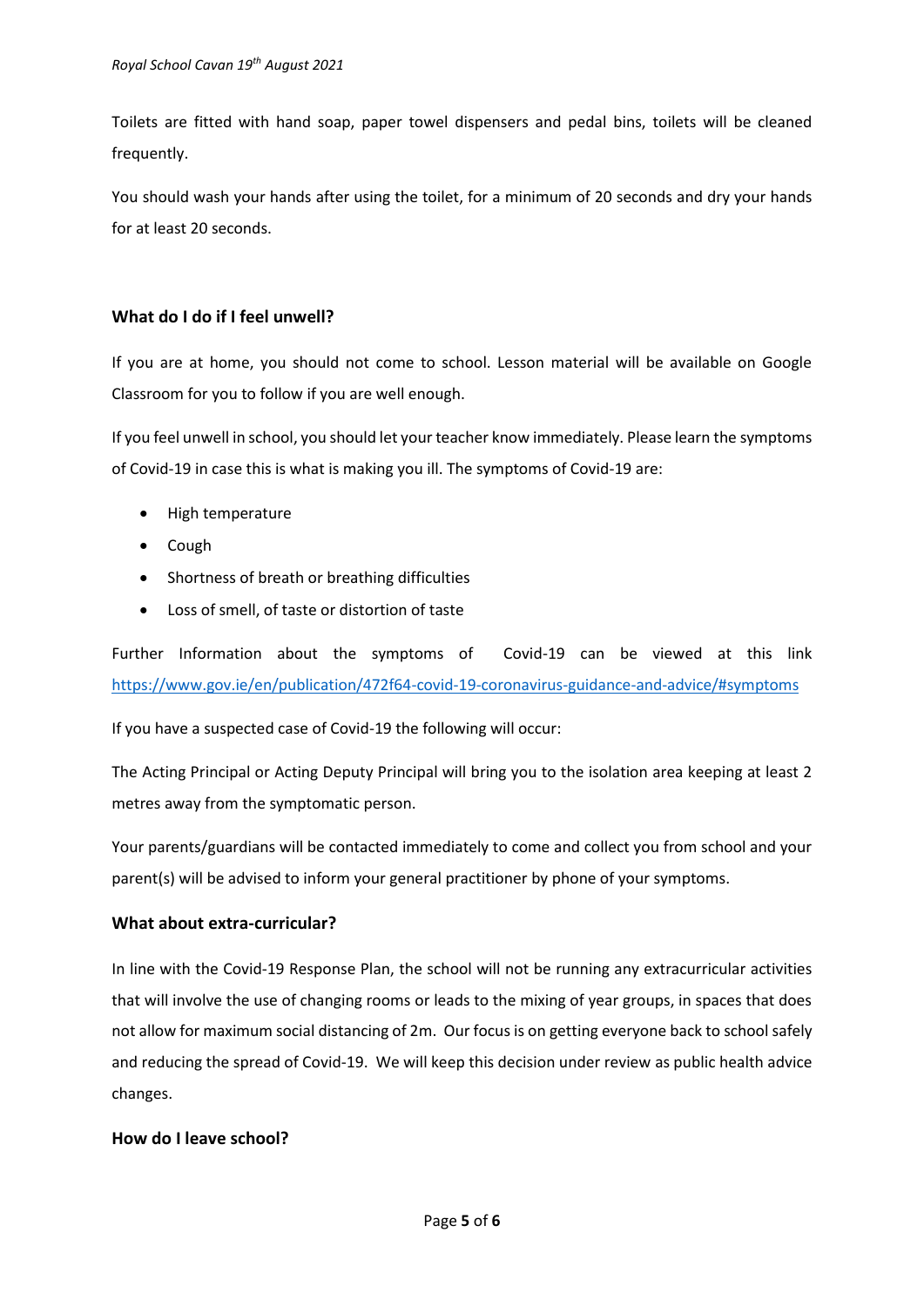Toilets are fitted with hand soap, paper towel dispensers and pedal bins, toilets will be cleaned frequently.

You should wash your hands after using the toilet, for a minimum of 20 seconds and dry your hands for at least 20 seconds.

### What do I do if I feel unwell?

If you are at home, you should not come to school. Lesson material will be available on Google Classroom for you to follow if you are well enough.

If you feel unwell in school, you should let your teacher know immediately. Please learn the symptoms of Covid-19 in case this is what is making you ill. The symptoms of Covid-19 are:

- High temperature
- Cough
- Shortness of breath or breathing difficulties
- Loss of smell, of taste or distortion of taste

Further Information about the symptoms of Covid-19 can be viewed at this link https://www.gov.ie/en/publication/472f64-covid-19-coronavirus-guidance-and-advice/#symptoms

If you have a suspected case of Covid-19 the following will occur:

The Acting Principal or Acting Deputy Principal will bring you to the isolation area keeping at least 2 metres away from the symptomatic person.

Your parents/guardians will be contacted immediately to come and collect you from school and your parent(s) will be advised to inform your general practitioner by phone of your symptoms.

### What about extra-curricular?

In line with the Covid-19 Response Plan, the school will not be running any extracurricular activities that will involve the use of changing rooms or leads to the mixing of year groups, in spaces that does not allow for maximum social distancing of 2m. Our focus is on getting everyone back to school safely and reducing the spread of Covid-19. We will keep this decision under review as public health advice changes.

### How do I leave school?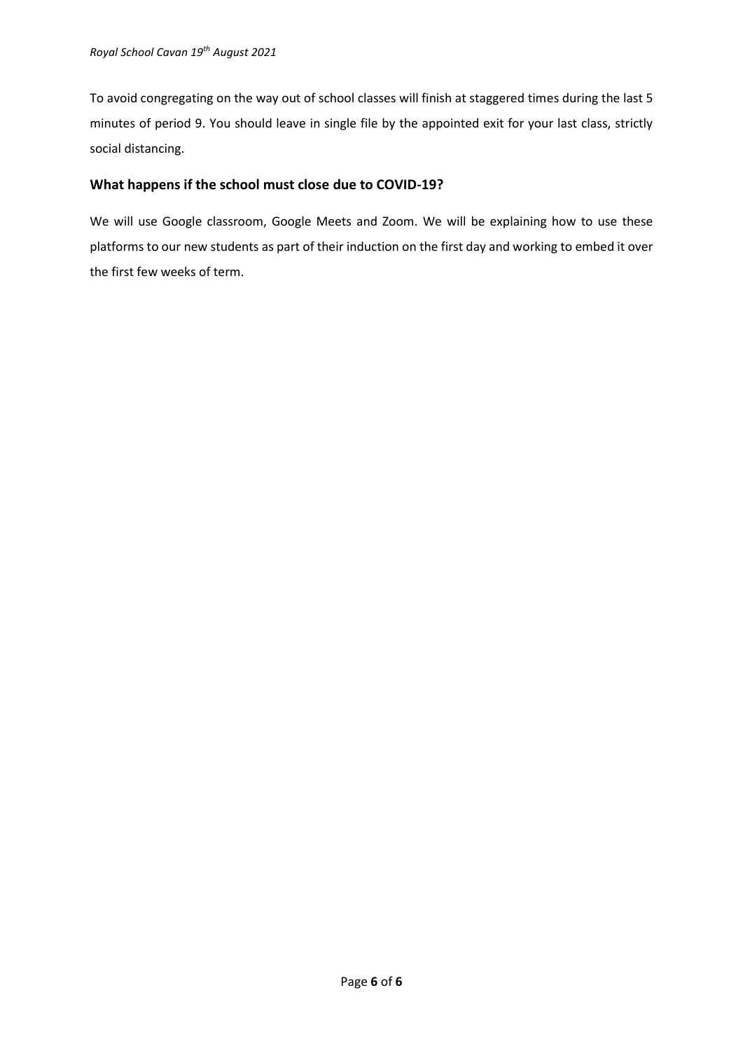To avoid congregating on the way out of school classes will finish at staggered times during the last 5 minutes of period 9. You should leave in single file by the appointed exit for your last class, strictly social distancing.

### What happens if the school must close due to COVID-19?

We will use Google classroom, Google Meets and Zoom. We will be explaining how to use these platforms to our new students as part of their induction on the first day and working to embed it over the first few weeks of term.